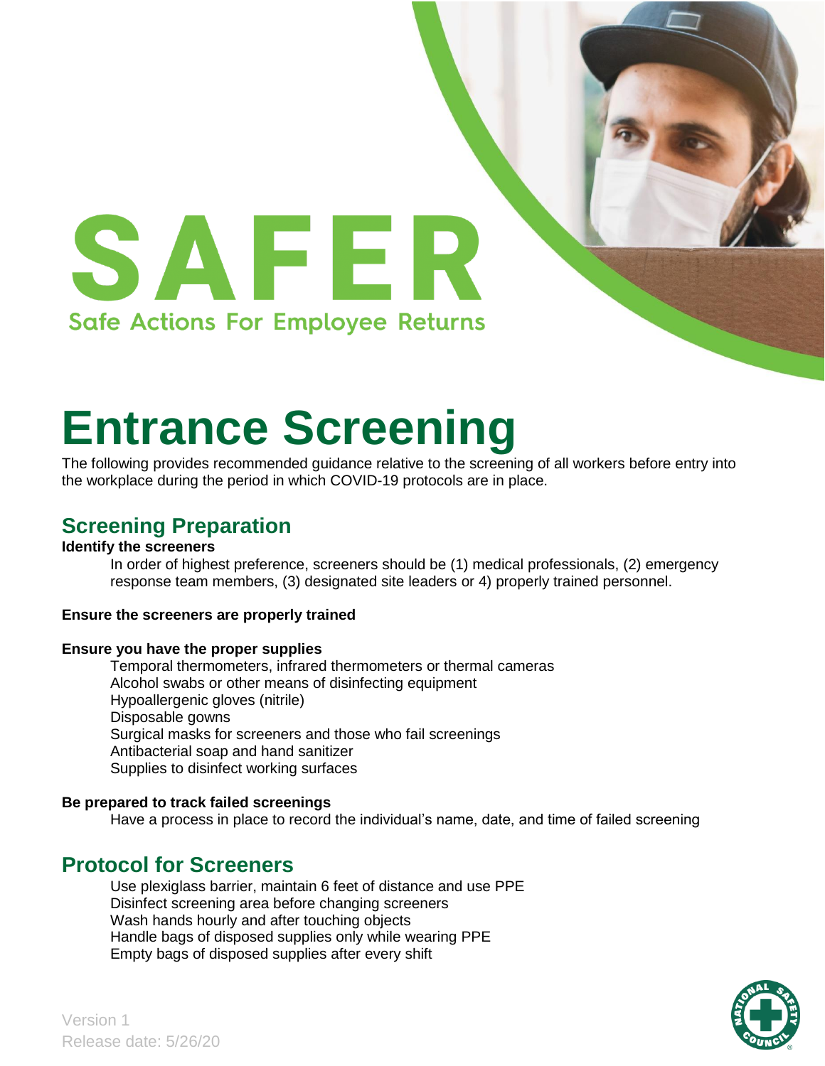# SAFER

Safe Actions For Employee Returns

# Entrance Screening

The following provides recommended guidance relative to the screening of all workers before entry into the workplace during the period in which COVID-19 protocols are in place.

## Screening Preparation

**Identify the screeners**

In order of highest preference, screeners should be (1) medical professionals, (2) emergency response team members, (3) designated site leaders or 4) properly trained personnel.

**Ensure the screeners are properly trained**

**Ensure you have the proper supplies**

- Temporal thermometers, infrared thermometers or thermal cameras
- Alcohol swabs or other means of disinfecting equipment
- Hypoallergenic gloves (nitrile)
- Disposable gowns
- Surgical masks for screeners and those who fail screenings
- Antibacterial soap and hand sanitizer
- Supplies to disinfect working surfaces

**Be prepared to track failed screenings**

Have a process in place to record the individual's name, date, and time of failed screening

## Protocol for Screeners

- Use plexiglass barrier, maintain 6 feet of distance and use PPE
- Disinfect screening area before changing screeners
- Wash hands hourly and after touching objects
- Handle bags of disposed supplies only while wearing PPE
- Empty bags of disposed supplies after every shift

Version 1
Release date: 5/26/20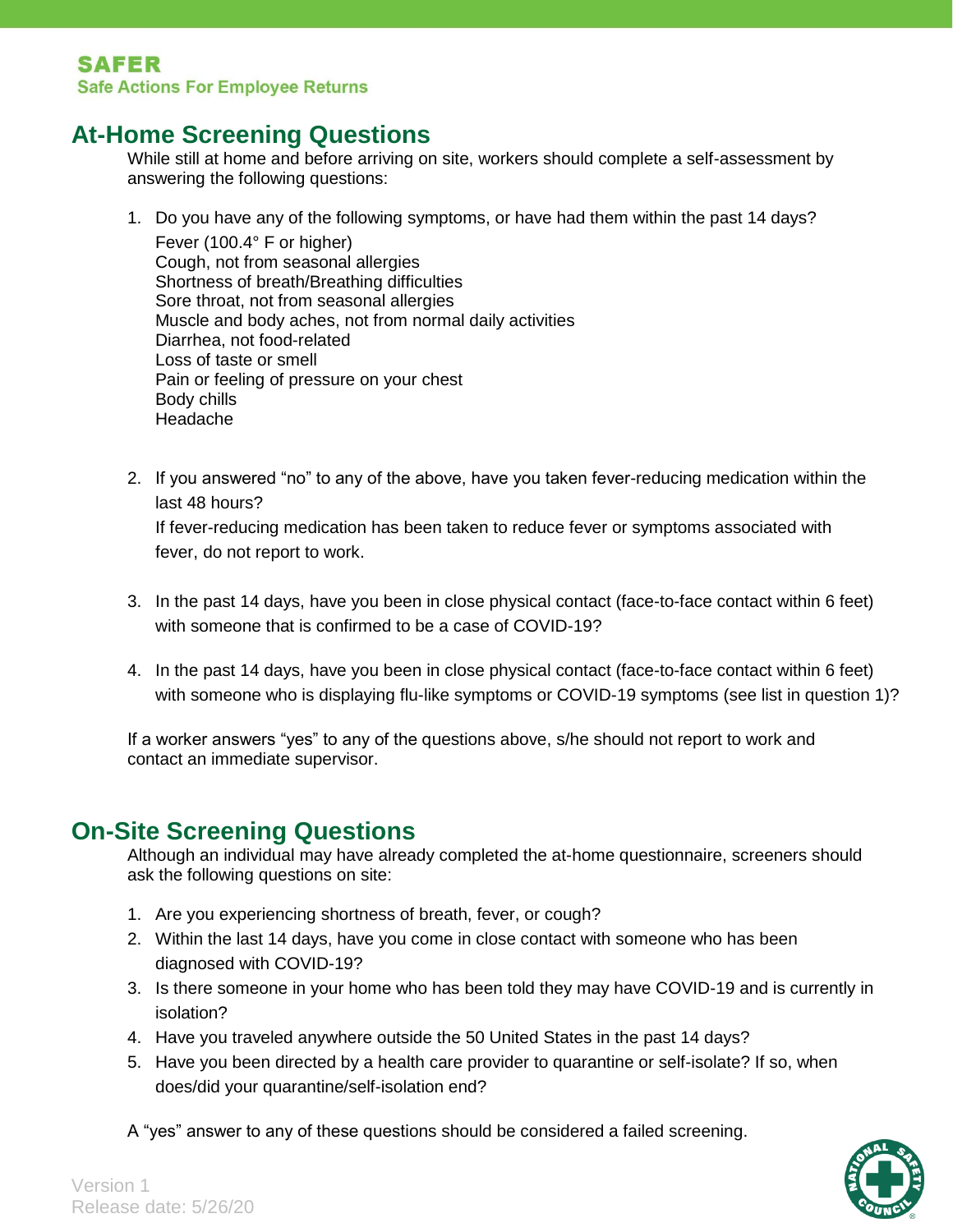**SAFER**
**Safe Actions For Employee Returns**

## At-Home Screening Questions

While still at home and before arriving on site, workers should complete a self-assessment by answering the following questions:

1. Do you have any of the following symptoms, or have had them within the past 14 days?
   Fever (100.4° F or higher)
   Cough, not from seasonal allergies
   Shortness of breath/Breathing difficulties
   Sore throat, not from seasonal allergies
   Muscle and body aches, not from normal daily activities
   Diarrhea, not food-related
   Loss of taste or smell
   Pain or feeling of pressure on your chest
   Body chills
   Headache

2. If you answered "no" to any of the above, have you taken fever-reducing medication within the last 48 hours?
   If fever-reducing medication has been taken to reduce fever or symptoms associated with fever, do not report to work.

3. In the past 14 days, have you been in close physical contact (face-to-face contact within 6 feet) with someone that is confirmed to be a case of COVID-19?

4. In the past 14 days, have you been in close physical contact (face-to-face contact within 6 feet) with someone who is displaying flu-like symptoms or COVID-19 symptoms (see list in question 1)?

If a worker answers "yes" to any of the questions above, s/he should not report to work and contact an immediate supervisor.

## On-Site Screening Questions

Although an individual may have already completed the at-home questionnaire, screeners should ask the following questions on site:

1. Are you experiencing shortness of breath, fever, or cough?
2. Within the last 14 days, have you come in close contact with someone who has been diagnosed with COVID-19?
3. Is there someone in your home who has been told they may have COVID-19 and is currently in isolation?
4. Have you traveled anywhere outside the 50 United States in the past 14 days?
5. Have you been directed by a health care provider to quarantine or self-isolate? If so, when does/did your quarantine/self-isolation end?

A "yes" answer to any of these questions should be considered a failed screening.

Version 1
Release date: 5/26/20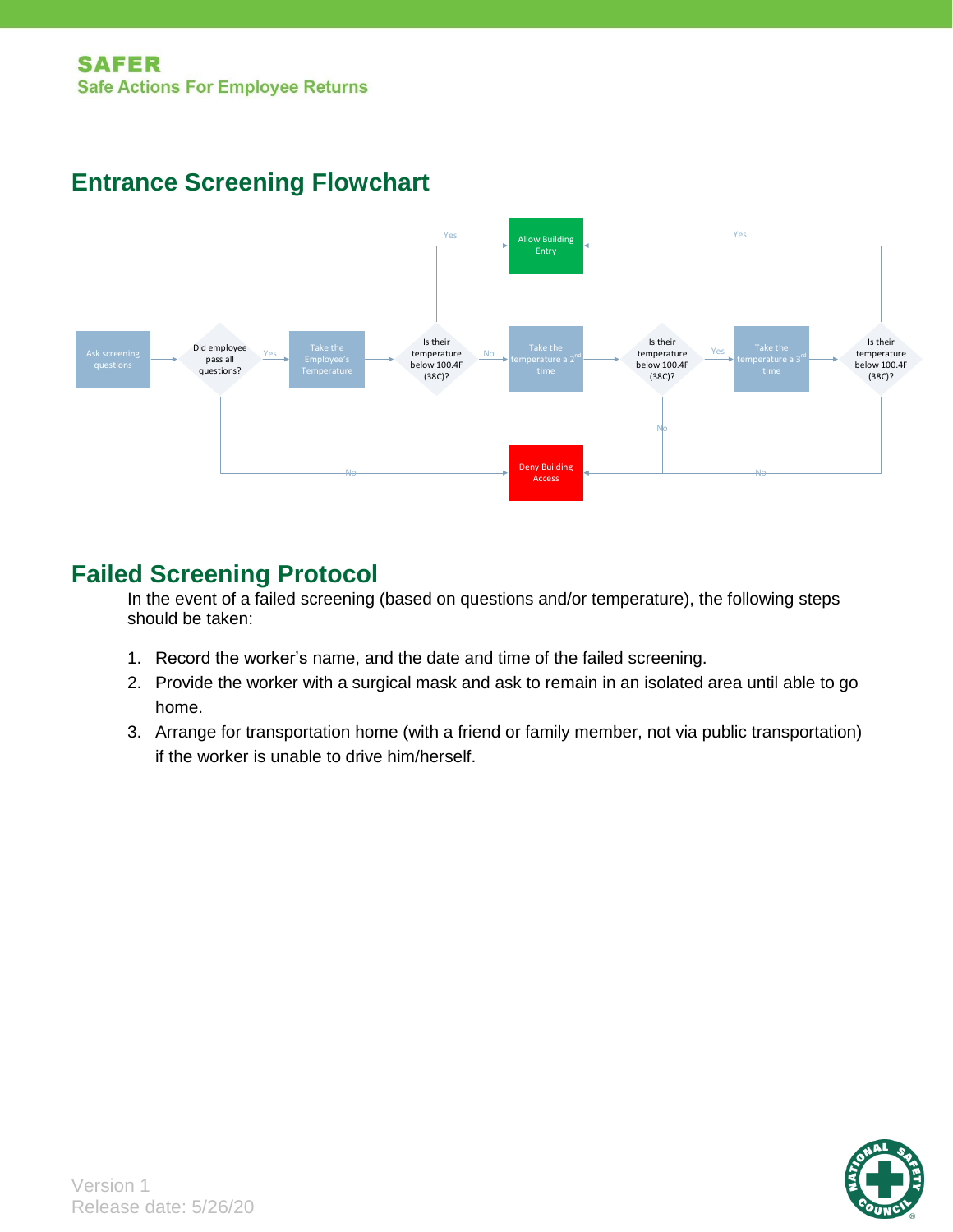SAFER
Safe Actions For Employee Returns

## Entrance Screening Flowchart

Ask screening questions

Did employee pass all questions?

Yes

Take the Employee's Temperature

Is their temperature below 100.4F (38C)?

Yes

Allow Building Entry

No

Take the temperature a 2nd time

Is their temperature below 100.4F (38C)?

Yes

Take the temperature a 3rd time

Is their temperature below 100.4F (38C)?

Yes

No

No

No

Deny Building Access

## Failed Screening Protocol

In the event of a failed screening (based on questions and/or temperature), the following steps should be taken:

1. Record the worker's name, and the date and time of the failed screening.
2. Provide the worker with a surgical mask and ask to remain in an isolated area until able to go home.
3. Arrange for transportation home (with a friend or family member, not via public transportation) if the worker is unable to drive him/herself.

Version 1
Release date: 5/26/20